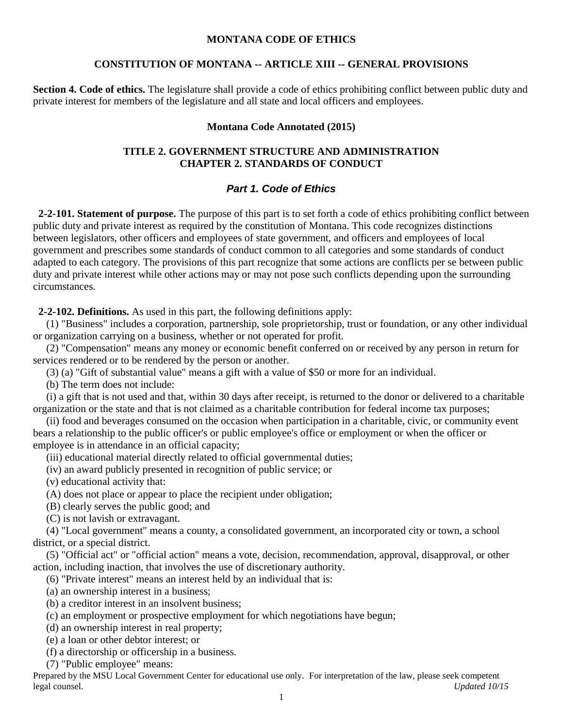# MONTANA CODE OF ETHICS

## CONSTITUTION OF MONTANA -- ARTICLE XIII -- GENERAL PROVISIONS

**Section 4. Code of ethics.** The legislature shall provide a code of ethics prohibiting conflict between public duty and private interest for members of the legislature and all state and local officers and employees.

## Montana Code Annotated (2015)

## TITLE 2. GOVERNMENT STRUCTURE AND ADMINISTRATION
## CHAPTER 2. STANDARDS OF CONDUCT

### *Part 1. Code of Ethics*

**2-2-101. Statement of purpose.** The purpose of this part is to set forth a code of ethics prohibiting conflict between public duty and private interest as required by the constitution of Montana. This code recognizes distinctions between legislators, other officers and employees of state government, and officers and employees of local government and prescribes some standards of conduct common to all categories and some standards of conduct adapted to each category. The provisions of this part recognize that some actions are conflicts per se between public duty and private interest while other actions may or may not pose such conflicts depending upon the surrounding circumstances.

**2-2-102. Definitions.** As used in this part, the following definitions apply:

(1) "Business" includes a corporation, partnership, sole proprietorship, trust or foundation, or any other individual or organization carrying on a business, whether or not operated for profit.

(2) "Compensation" means any money or economic benefit conferred on or received by any person in return for services rendered or to be rendered by the person or another.

(3) (a) "Gift of substantial value" means a gift with a value of $50 or more for an individual.

(b) The term does not include:

(i) a gift that is not used and that, within 30 days after receipt, is returned to the donor or delivered to a charitable organization or the state and that is not claimed as a charitable contribution for federal income tax purposes;

(ii) food and beverages consumed on the occasion when participation in a charitable, civic, or community event bears a relationship to the public officer's or public employee's office or employment or when the officer or employee is in attendance in an official capacity;

(iii) educational material directly related to official governmental duties;

(iv) an award publicly presented in recognition of public service; or

(v) educational activity that:

(A) does not place or appear to place the recipient under obligation;

(B) clearly serves the public good; and

(C) is not lavish or extravagant.

(4) "Local government" means a county, a consolidated government, an incorporated city or town, a school district, or a special district.

(5) "Official act" or "official action" means a vote, decision, recommendation, approval, disapproval, or other action, including inaction, that involves the use of discretionary authority.

(6) "Private interest" means an interest held by an individual that is:

(a) an ownership interest in a business;

(b) a creditor interest in an insolvent business;

(c) an employment or prospective employment for which negotiations have begun;

(d) an ownership interest in real property;

(e) a loan or other debtor interest; or

(f) a directorship or officership in a business.

(7) "Public employee" means:

Prepared by the MSU Local Government Center for educational use only. For interpretation of the law, please seek competent legal counsel. *Updated 10/15*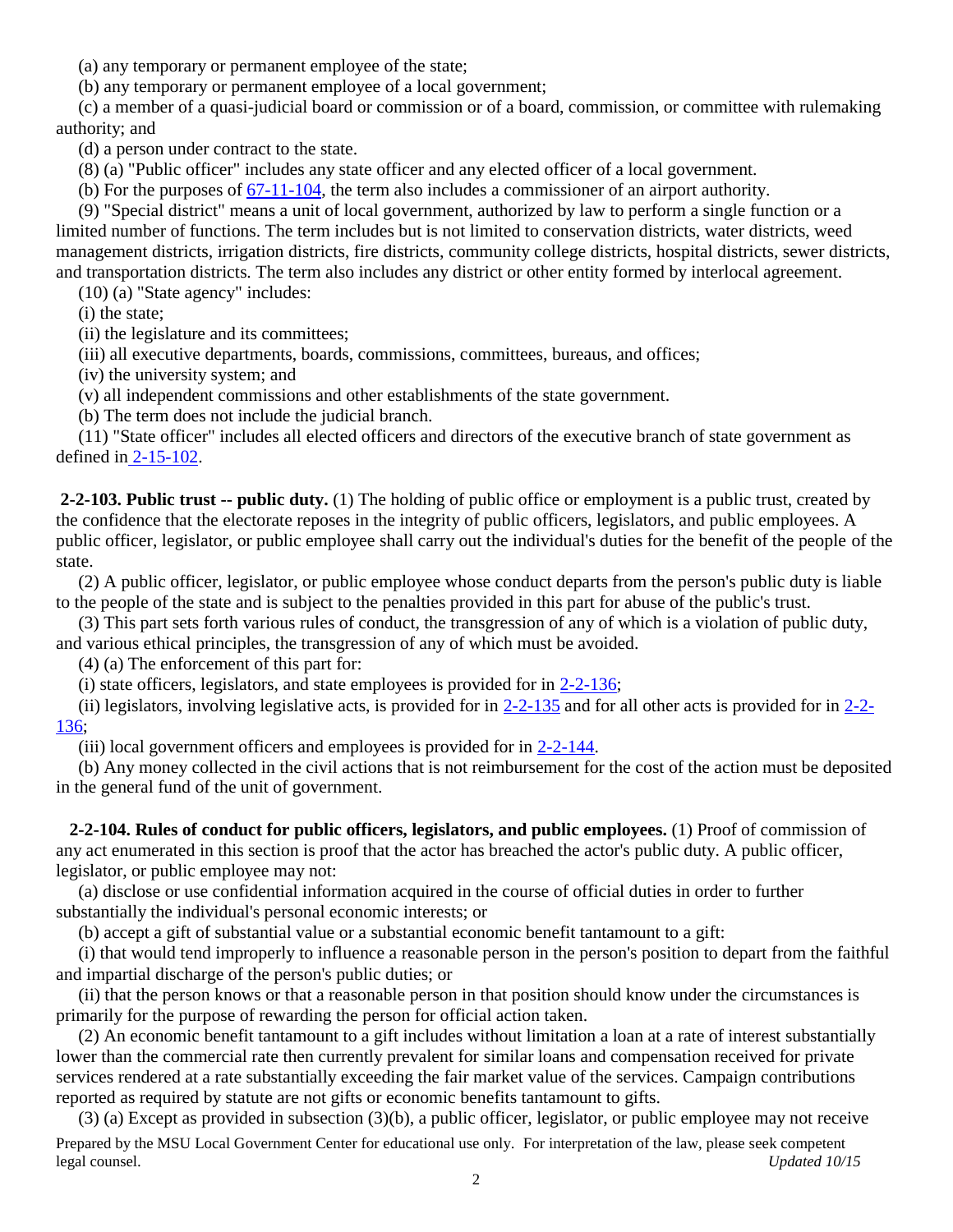(a) any temporary or permanent employee of the state;

(b) any temporary or permanent employee of a local government;

(c) a member of a quasi-judicial board or commission or of a board, commission, or committee with rulemaking authority; and

(d) a person under contract to the state.

(8) (a) "Public officer" includes any state officer and any elected officer of a local government.

(b) For the purposes of 67-11-104, the term also includes a commissioner of an airport authority.

(9) "Special district" means a unit of local government, authorized by law to perform a single function or a limited number of functions. The term includes but is not limited to conservation districts, water districts, weed management districts, irrigation districts, fire districts, community college districts, hospital districts, sewer districts, and transportation districts. The term also includes any district or other entity formed by interlocal agreement.

(10) (a) "State agency" includes:

(i) the state;

(ii) the legislature and its committees;

(iii) all executive departments, boards, commissions, committees, bureaus, and offices;

(iv) the university system; and

(v) all independent commissions and other establishments of the state government.

(b) The term does not include the judicial branch.

(11) "State officer" includes all elected officers and directors of the executive branch of state government as defined in 2-15-102.

**2-2-103. Public trust -- public duty.** (1) The holding of public office or employment is a public trust, created by the confidence that the electorate reposes in the integrity of public officers, legislators, and public employees. A public officer, legislator, or public employee shall carry out the individual's duties for the benefit of the people of the state.

(2) A public officer, legislator, or public employee whose conduct departs from the person's public duty is liable to the people of the state and is subject to the penalties provided in this part for abuse of the public's trust.

(3) This part sets forth various rules of conduct, the transgression of any of which is a violation of public duty, and various ethical principles, the transgression of any of which must be avoided.

(4) (a) The enforcement of this part for:

(i) state officers, legislators, and state employees is provided for in 2-2-136;

(ii) legislators, involving legislative acts, is provided for in 2-2-135 and for all other acts is provided for in 2-2-136;

(iii) local government officers and employees is provided for in 2-2-144.

(b) Any money collected in the civil actions that is not reimbursement for the cost of the action must be deposited in the general fund of the unit of government.

**2-2-104. Rules of conduct for public officers, legislators, and public employees.** (1) Proof of commission of any act enumerated in this section is proof that the actor has breached the actor's public duty. A public officer, legislator, or public employee may not:

(a) disclose or use confidential information acquired in the course of official duties in order to further substantially the individual's personal economic interests; or

(b) accept a gift of substantial value or a substantial economic benefit tantamount to a gift:

(i) that would tend improperly to influence a reasonable person in the person's position to depart from the faithful and impartial discharge of the person's public duties; or

(ii) that the person knows or that a reasonable person in that position should know under the circumstances is primarily for the purpose of rewarding the person for official action taken.

(2) An economic benefit tantamount to a gift includes without limitation a loan at a rate of interest substantially lower than the commercial rate then currently prevalent for similar loans and compensation received for private services rendered at a rate substantially exceeding the fair market value of the services. Campaign contributions reported as required by statute are not gifts or economic benefits tantamount to gifts.

(3) (a) Except as provided in subsection (3)(b), a public officer, legislator, or public employee may not receive

Prepared by the MSU Local Government Center for educational use only. For interpretation of the law, please seek competent legal counsel. *Updated 10/15*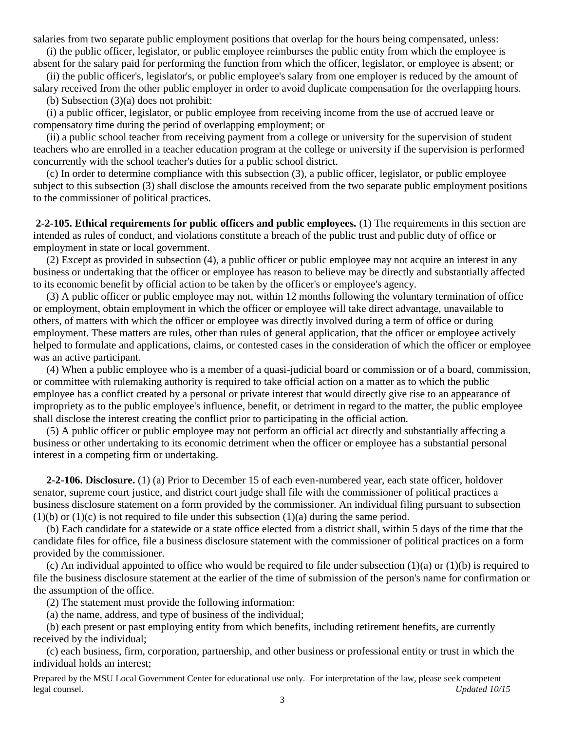salaries from two separate public employment positions that overlap for the hours being compensated, unless:

(i) the public officer, legislator, or public employee reimburses the public entity from which the employee is absent for the salary paid for performing the function from which the officer, legislator, or employee is absent; or

(ii) the public officer's, legislator's, or public employee's salary from one employer is reduced by the amount of salary received from the other public employer in order to avoid duplicate compensation for the overlapping hours.

(b) Subsection (3)(a) does not prohibit:

(i) a public officer, legislator, or public employee from receiving income from the use of accrued leave or compensatory time during the period of overlapping employment; or

(ii) a public school teacher from receiving payment from a college or university for the supervision of student teachers who are enrolled in a teacher education program at the college or university if the supervision is performed concurrently with the school teacher's duties for a public school district.

(c) In order to determine compliance with this subsection (3), a public officer, legislator, or public employee subject to this subsection (3) shall disclose the amounts received from the two separate public employment positions to the commissioner of political practices.

**2-2-105. Ethical requirements for public officers and public employees.** (1) The requirements in this section are intended as rules of conduct, and violations constitute a breach of the public trust and public duty of office or employment in state or local government.

(2) Except as provided in subsection (4), a public officer or public employee may not acquire an interest in any business or undertaking that the officer or employee has reason to believe may be directly and substantially affected to its economic benefit by official action to be taken by the officer's or employee's agency.

(3) A public officer or public employee may not, within 12 months following the voluntary termination of office or employment, obtain employment in which the officer or employee will take direct advantage, unavailable to others, of matters with which the officer or employee was directly involved during a term of office or during employment. These matters are rules, other than rules of general application, that the officer or employee actively helped to formulate and applications, claims, or contested cases in the consideration of which the officer or employee was an active participant.

(4) When a public employee who is a member of a quasi-judicial board or commission or of a board, commission, or committee with rulemaking authority is required to take official action on a matter as to which the public employee has a conflict created by a personal or private interest that would directly give rise to an appearance of impropriety as to the public employee's influence, benefit, or detriment in regard to the matter, the public employee shall disclose the interest creating the conflict prior to participating in the official action.

(5) A public officer or public employee may not perform an official act directly and substantially affecting a business or other undertaking to its economic detriment when the officer or employee has a substantial personal interest in a competing firm or undertaking.

**2-2-106. Disclosure.** (1) (a) Prior to December 15 of each even-numbered year, each state officer, holdover senator, supreme court justice, and district court judge shall file with the commissioner of political practices a business disclosure statement on a form provided by the commissioner. An individual filing pursuant to subsection (1)(b) or (1)(c) is not required to file under this subsection (1)(a) during the same period.

(b) Each candidate for a statewide or a state office elected from a district shall, within 5 days of the time that the candidate files for office, file a business disclosure statement with the commissioner of political practices on a form provided by the commissioner.

(c) An individual appointed to office who would be required to file under subsection (1)(a) or (1)(b) is required to file the business disclosure statement at the earlier of the time of submission of the person's name for confirmation or the assumption of the office.

(2) The statement must provide the following information:

(a) the name, address, and type of business of the individual;

(b) each present or past employing entity from which benefits, including retirement benefits, are currently received by the individual;

(c) each business, firm, corporation, partnership, and other business or professional entity or trust in which the individual holds an interest;

Prepared by the MSU Local Government Center for educational use only. For interpretation of the law, please seek competent legal counsel. *Updated 10/15*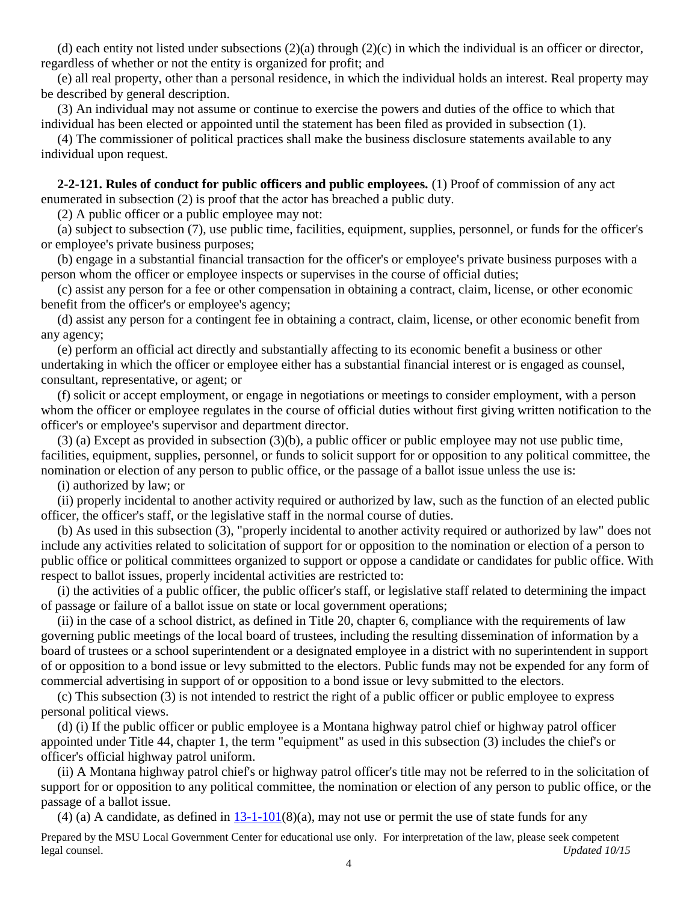(d) each entity not listed under subsections (2)(a) through (2)(c) in which the individual is an officer or director, regardless of whether or not the entity is organized for profit; and

(e) all real property, other than a personal residence, in which the individual holds an interest. Real property may be described by general description.

(3) An individual may not assume or continue to exercise the powers and duties of the office to which that individual has been elected or appointed until the statement has been filed as provided in subsection (1).

(4) The commissioner of political practices shall make the business disclosure statements available to any individual upon request.

**2-2-121. Rules of conduct for public officers and public employees.** (1) Proof of commission of any act enumerated in subsection (2) is proof that the actor has breached a public duty.

(2) A public officer or a public employee may not:

(a) subject to subsection (7), use public time, facilities, equipment, supplies, personnel, or funds for the officer's or employee's private business purposes;

(b) engage in a substantial financial transaction for the officer's or employee's private business purposes with a person whom the officer or employee inspects or supervises in the course of official duties;

(c) assist any person for a fee or other compensation in obtaining a contract, claim, license, or other economic benefit from the officer's or employee's agency;

(d) assist any person for a contingent fee in obtaining a contract, claim, license, or other economic benefit from any agency;

(e) perform an official act directly and substantially affecting to its economic benefit a business or other undertaking in which the officer or employee either has a substantial financial interest or is engaged as counsel, consultant, representative, or agent; or

(f) solicit or accept employment, or engage in negotiations or meetings to consider employment, with a person whom the officer or employee regulates in the course of official duties without first giving written notification to the officer's or employee's supervisor and department director.

(3) (a) Except as provided in subsection (3)(b), a public officer or public employee may not use public time, facilities, equipment, supplies, personnel, or funds to solicit support for or opposition to any political committee, the nomination or election of any person to public office, or the passage of a ballot issue unless the use is:

(i) authorized by law; or

(ii) properly incidental to another activity required or authorized by law, such as the function of an elected public officer, the officer's staff, or the legislative staff in the normal course of duties.

(b) As used in this subsection (3), "properly incidental to another activity required or authorized by law" does not include any activities related to solicitation of support for or opposition to the nomination or election of a person to public office or political committees organized to support or oppose a candidate or candidates for public office. With respect to ballot issues, properly incidental activities are restricted to:

(i) the activities of a public officer, the public officer's staff, or legislative staff related to determining the impact of passage or failure of a ballot issue on state or local government operations;

(ii) in the case of a school district, as defined in Title 20, chapter 6, compliance with the requirements of law governing public meetings of the local board of trustees, including the resulting dissemination of information by a board of trustees or a school superintendent or a designated employee in a district with no superintendent in support of or opposition to a bond issue or levy submitted to the electors. Public funds may not be expended for any form of commercial advertising in support of or opposition to a bond issue or levy submitted to the electors.

(c) This subsection (3) is not intended to restrict the right of a public officer or public employee to express personal political views.

(d) (i) If the public officer or public employee is a Montana highway patrol chief or highway patrol officer appointed under Title 44, chapter 1, the term "equipment" as used in this subsection (3) includes the chief's or officer's official highway patrol uniform.

(ii) A Montana highway patrol chief's or highway patrol officer's title may not be referred to in the solicitation of support for or opposition to any political committee, the nomination or election of any person to public office, or the passage of a ballot issue.

(4) (a) A candidate, as defined in 13-1-101(8)(a), may not use or permit the use of state funds for any

Prepared by the MSU Local Government Center for educational use only. For interpretation of the law, please seek competent legal counsel. *Updated 10/15*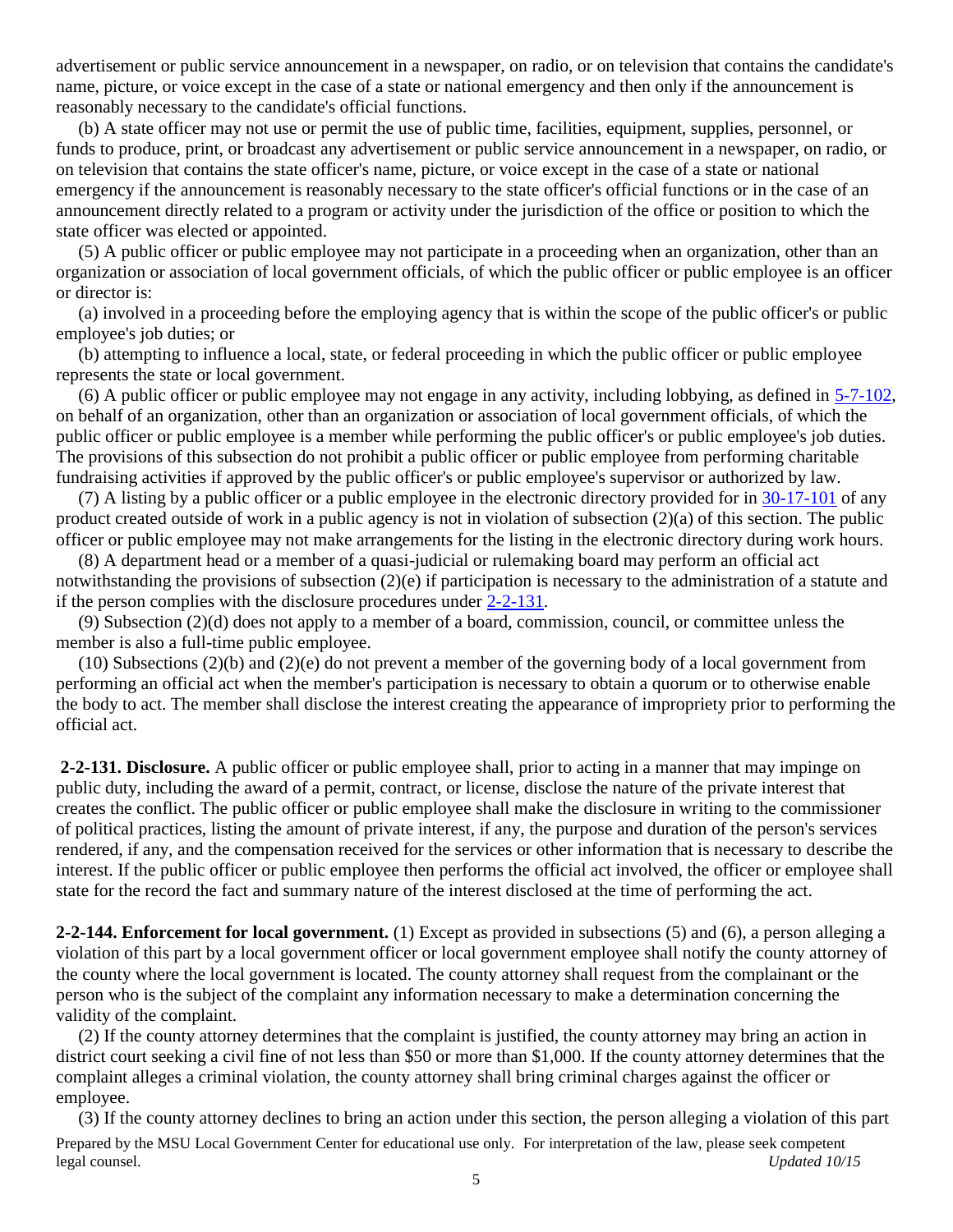advertisement or public service announcement in a newspaper, on radio, or on television that contains the candidate's name, picture, or voice except in the case of a state or national emergency and then only if the announcement is reasonably necessary to the candidate's official functions.

(b) A state officer may not use or permit the use of public time, facilities, equipment, supplies, personnel, or funds to produce, print, or broadcast any advertisement or public service announcement in a newspaper, on radio, or on television that contains the state officer's name, picture, or voice except in the case of a state or national emergency if the announcement is reasonably necessary to the state officer's official functions or in the case of an announcement directly related to a program or activity under the jurisdiction of the office or position to which the state officer was elected or appointed.

(5) A public officer or public employee may not participate in a proceeding when an organization, other than an organization or association of local government officials, of which the public officer or public employee is an officer or director is:

(a) involved in a proceeding before the employing agency that is within the scope of the public officer's or public employee's job duties; or

(b) attempting to influence a local, state, or federal proceeding in which the public officer or public employee represents the state or local government.

(6) A public officer or public employee may not engage in any activity, including lobbying, as defined in 5-7-102, on behalf of an organization, other than an organization or association of local government officials, of which the public officer or public employee is a member while performing the public officer's or public employee's job duties. The provisions of this subsection do not prohibit a public officer or public employee from performing charitable fundraising activities if approved by the public officer's or public employee's supervisor or authorized by law.

(7) A listing by a public officer or a public employee in the electronic directory provided for in 30-17-101 of any product created outside of work in a public agency is not in violation of subsection (2)(a) of this section. The public officer or public employee may not make arrangements for the listing in the electronic directory during work hours.

(8) A department head or a member of a quasi-judicial or rulemaking board may perform an official act notwithstanding the provisions of subsection (2)(e) if participation is necessary to the administration of a statute and if the person complies with the disclosure procedures under 2-2-131.

(9) Subsection (2)(d) does not apply to a member of a board, commission, council, or committee unless the member is also a full-time public employee.

(10) Subsections (2)(b) and (2)(e) do not prevent a member of the governing body of a local government from performing an official act when the member's participation is necessary to obtain a quorum or to otherwise enable the body to act. The member shall disclose the interest creating the appearance of impropriety prior to performing the official act.

**2-2-131. Disclosure.** A public officer or public employee shall, prior to acting in a manner that may impinge on public duty, including the award of a permit, contract, or license, disclose the nature of the private interest that creates the conflict. The public officer or public employee shall make the disclosure in writing to the commissioner of political practices, listing the amount of private interest, if any, the purpose and duration of the person's services rendered, if any, and the compensation received for the services or other information that is necessary to describe the interest. If the public officer or public employee then performs the official act involved, the officer or employee shall state for the record the fact and summary nature of the interest disclosed at the time of performing the act.

**2-2-144. Enforcement for local government.** (1) Except as provided in subsections (5) and (6), a person alleging a violation of this part by a local government officer or local government employee shall notify the county attorney of the county where the local government is located. The county attorney shall request from the complainant or the person who is the subject of the complaint any information necessary to make a determination concerning the validity of the complaint.

(2) If the county attorney determines that the complaint is justified, the county attorney may bring an action in district court seeking a civil fine of not less than $50 or more than $1,000. If the county attorney determines that the complaint alleges a criminal violation, the county attorney shall bring criminal charges against the officer or employee.

(3) If the county attorney declines to bring an action under this section, the person alleging a violation of this part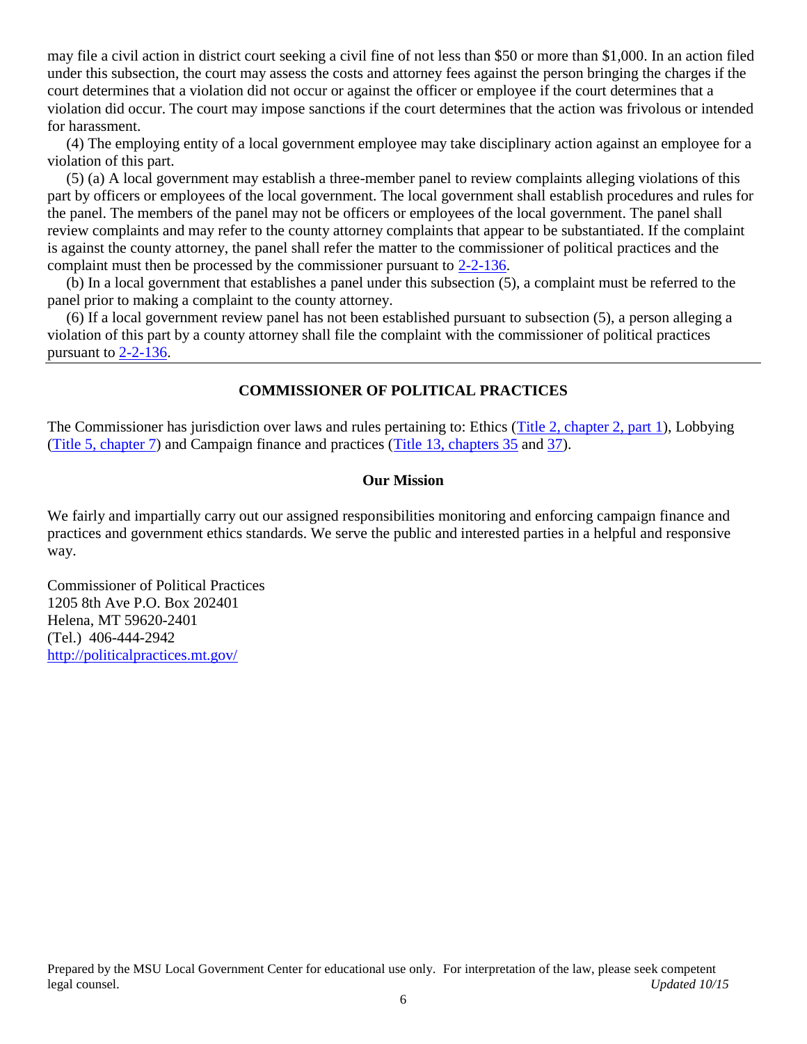may file a civil action in district court seeking a civil fine of not less than $50 or more than $1,000. In an action filed under this subsection, the court may assess the costs and attorney fees against the person bringing the charges if the court determines that a violation did not occur or against the officer or employee if the court determines that a violation did occur. The court may impose sanctions if the court determines that the action was frivolous or intended for harassment.

(4) The employing entity of a local government employee may take disciplinary action against an employee for a violation of this part.

(5) (a) A local government may establish a three-member panel to review complaints alleging violations of this part by officers or employees of the local government. The local government shall establish procedures and rules for the panel. The members of the panel may not be officers or employees of the local government. The panel shall review complaints and may refer to the county attorney complaints that appear to be substantiated. If the complaint is against the county attorney, the panel shall refer the matter to the commissioner of political practices and the complaint must then be processed by the commissioner pursuant to 2-2-136.

(b) In a local government that establishes a panel under this subsection (5), a complaint must be referred to the panel prior to making a complaint to the county attorney.

(6) If a local government review panel has not been established pursuant to subsection (5), a person alleging a violation of this part by a county attorney shall file the complaint with the commissioner of political practices pursuant to 2-2-136.

---

## COMMISSIONER OF POLITICAL PRACTICES

The Commissioner has jurisdiction over laws and rules pertaining to: Ethics (Title 2, chapter 2, part 1), Lobbying (Title 5, chapter 7) and Campaign finance and practices (Title 13, chapters 35 and 37).

### Our Mission

We fairly and impartially carry out our assigned responsibilities monitoring and enforcing campaign finance and practices and government ethics standards. We serve the public and interested parties in a helpful and responsive way.

Commissioner of Political Practices
1205 8th Ave P.O. Box 202401
Helena, MT 59620-2401
(Tel.) 406-444-2942
http://politicalpractices.mt.gov/

Prepared by the MSU Local Government Center for educational use only. For interpretation of the law, please seek competent legal counsel. *Updated 10/15*